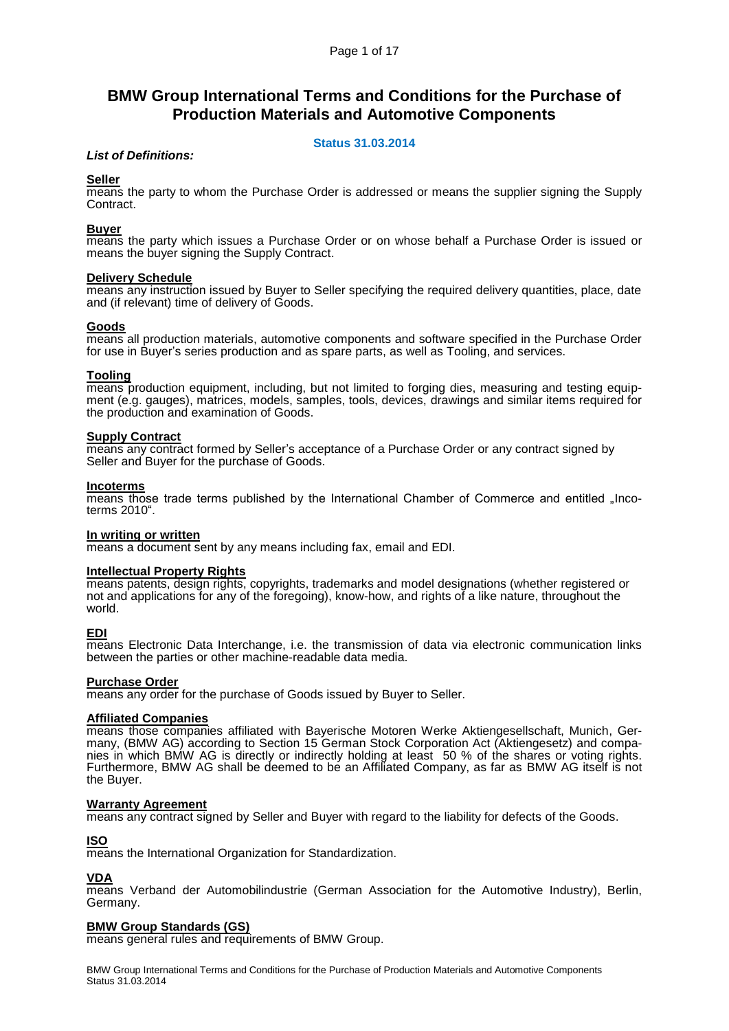# BMW Group International Terms and Conditions for the Purchase of Production Materials and Automotive Components

**Status 31.03.2014**

***List of Definitions:***

**Seller**
means the party to whom the Purchase Order is addressed or means the supplier signing the Supply Contract.

**Buyer**
means the party which issues a Purchase Order or on whose behalf a Purchase Order is issued or means the buyer signing the Supply Contract.

**Delivery Schedule**
means any instruction issued by Buyer to Seller specifying the required delivery quantities, place, date and (if relevant) time of delivery of Goods.

**Goods**
means all production materials, automotive components and software specified in the Purchase Order for use in Buyer's series production and as spare parts, as well as Tooling, and services.

**Tooling**
means production equipment, including, but not limited to forging dies, measuring and testing equipment (e.g. gauges), matrices, models, samples, tools, devices, drawings and similar items required for the production and examination of Goods.

**Supply Contract**
means any contract formed by Seller's acceptance of a Purchase Order or any contract signed by Seller and Buyer for the purchase of Goods.

**Incoterms**
means those trade terms published by the International Chamber of Commerce and entitled „Incoterms 2010".

**In writing or written**
means a document sent by any means including fax, email and EDI.

**Intellectual Property Rights**
means patents, design rights, copyrights, trademarks and model designations (whether registered or not and applications for any of the foregoing), know-how, and rights of a like nature, throughout the world.

**EDI**
means Electronic Data Interchange, i.e. the transmission of data via electronic communication links between the parties or other machine-readable data media.

**Purchase Order**
means any order for the purchase of Goods issued by Buyer to Seller.

**Affiliated Companies**
means those companies affiliated with Bayerische Motoren Werke Aktiengesellschaft, Munich, Germany, (BMW AG) according to Section 15 German Stock Corporation Act (Aktiengesetz) and companies in which BMW AG is directly or indirectly holding at least 50 % of the shares or voting rights. Furthermore, BMW AG shall be deemed to be an Affiliated Company, as far as BMW AG itself is not the Buyer.

**Warranty Agreement**
means any contract signed by Seller and Buyer with regard to the liability for defects of the Goods.

**ISO**
means the International Organization for Standardization.

**VDA**
means Verband der Automobilindustrie (German Association for the Automotive Industry), Berlin, Germany.

**BMW Group Standards (GS)**
means general rules and requirements of BMW Group.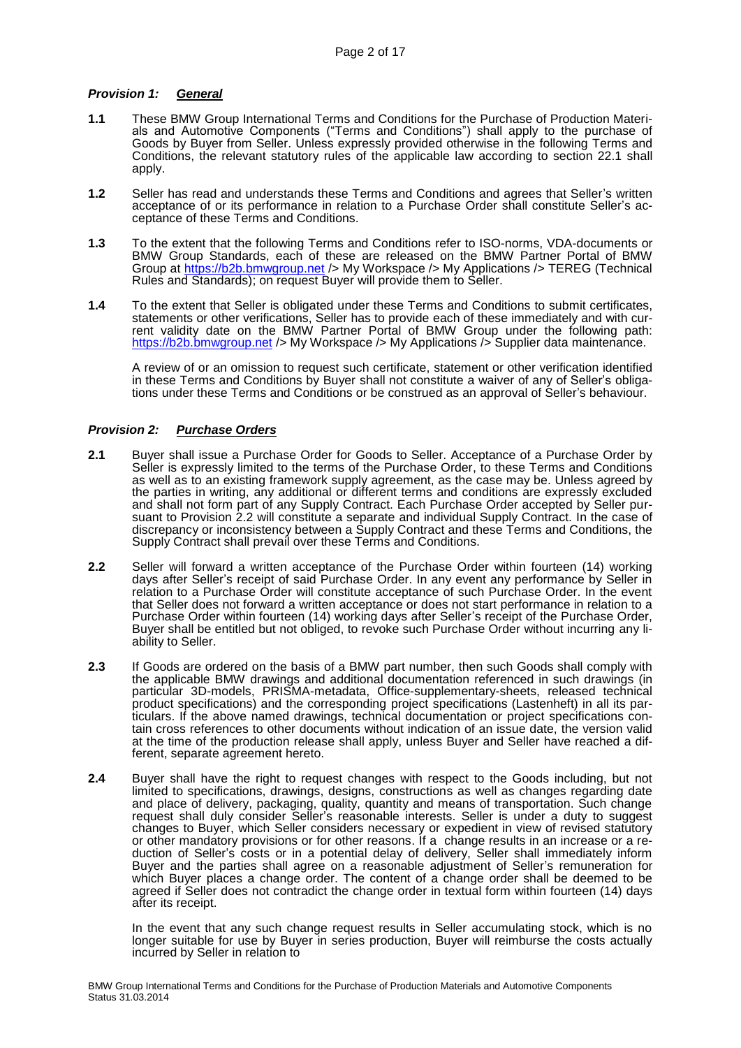### *Provision 1: General*

**1.1** These BMW Group International Terms and Conditions for the Purchase of Production Materials and Automotive Components ("Terms and Conditions") shall apply to the purchase of Goods by Buyer from Seller. Unless expressly provided otherwise in the following Terms and Conditions, the relevant statutory rules of the applicable law according to section 22.1 shall apply.

**1.2** Seller has read and understands these Terms and Conditions and agrees that Seller's written acceptance of or its performance in relation to a Purchase Order shall constitute Seller's acceptance of these Terms and Conditions.

**1.3** To the extent that the following Terms and Conditions refer to ISO-norms, VDA-documents or BMW Group Standards, each of these are released on the BMW Partner Portal of BMW Group at https://b2b.bmwgroup.net /> My Workspace /> My Applications /> TEREG (Technical Rules and Standards); on request Buyer will provide them to Seller.

**1.4** To the extent that Seller is obligated under these Terms and Conditions to submit certificates, statements or other verifications, Seller has to provide each of these immediately and with current validity date on the BMW Partner Portal of BMW Group under the following path: https://b2b.bmwgroup.net /> My Workspace /> My Applications /> Supplier data maintenance.

A review of or an omission to request such certificate, statement or other verification identified in these Terms and Conditions by Buyer shall not constitute a waiver of any of Seller's obligations under these Terms and Conditions or be construed as an approval of Seller's behaviour.

### *Provision 2: Purchase Orders*

**2.1** Buyer shall issue a Purchase Order for Goods to Seller. Acceptance of a Purchase Order by Seller is expressly limited to the terms of the Purchase Order, to these Terms and Conditions as well as to an existing framework supply agreement, as the case may be. Unless agreed by the parties in writing, any additional or different terms and conditions are expressly excluded and shall not form part of any Supply Contract. Each Purchase Order accepted by Seller pursuant to Provision 2.2 will constitute a separate and individual Supply Contract. In the case of discrepancy or inconsistency between a Supply Contract and these Terms and Conditions, the Supply Contract shall prevail over these Terms and Conditions.

**2.2** Seller will forward a written acceptance of the Purchase Order within fourteen (14) working days after Seller's receipt of said Purchase Order. In any event any performance by Seller in relation to a Purchase Order will constitute acceptance of such Purchase Order. In the event that Seller does not forward a written acceptance or does not start performance in relation to a Purchase Order within fourteen (14) working days after Seller's receipt of the Purchase Order, Buyer shall be entitled but not obliged, to revoke such Purchase Order without incurring any liability to Seller.

**2.3** If Goods are ordered on the basis of a BMW part number, then such Goods shall comply with the applicable BMW drawings and additional documentation referenced in such drawings (in particular 3D-models, PRISMA-metadata, Office-supplementary-sheets, released technical product specifications) and the corresponding project specifications (Lastenheft) in all its particulars. If the above named drawings, technical documentation or project specifications contain cross references to other documents without indication of an issue date, the version valid at the time of the production release shall apply, unless Buyer and Seller have reached a different, separate agreement hereto.

**2.4** Buyer shall have the right to request changes with respect to the Goods including, but not limited to specifications, drawings, designs, constructions as well as changes regarding date and place of delivery, packaging, quality, quantity and means of transportation. Such change request shall duly consider Seller's reasonable interests. Seller is under a duty to suggest changes to Buyer, which Seller considers necessary or expedient in view of revised statutory or other mandatory provisions or for other reasons. If a change results in an increase or a reduction of Seller's costs or in a potential delay of delivery, Seller shall immediately inform Buyer and the parties shall agree on a reasonable adjustment of Seller's remuneration for which Buyer places a change order. The content of a change order shall be deemed to be agreed if Seller does not contradict the change order in textual form within fourteen (14) days after its receipt.

In the event that any such change request results in Seller accumulating stock, which is no longer suitable for use by Buyer in series production, Buyer will reimburse the costs actually incurred by Seller in relation to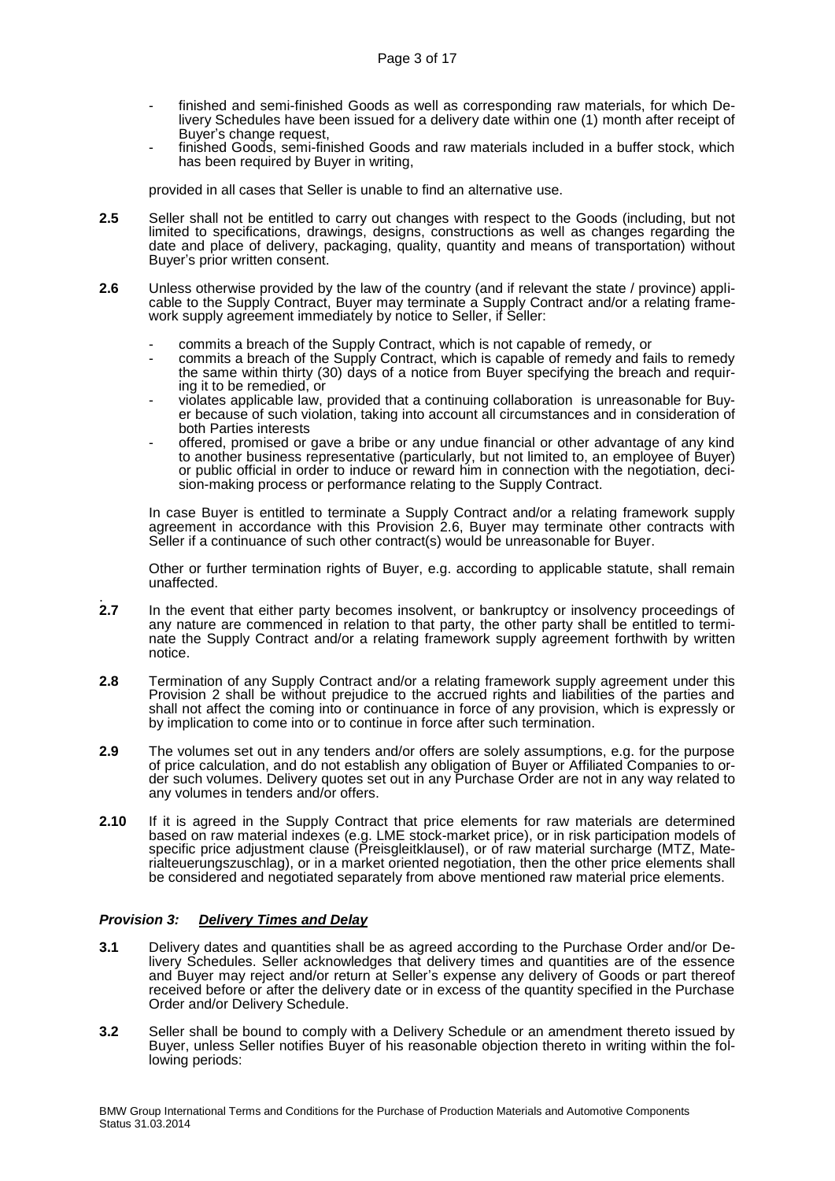- finished and semi-finished Goods as well as corresponding raw materials, for which Delivery Schedules have been issued for a delivery date within one (1) month after receipt of Buyer's change request,
- finished Goods, semi-finished Goods and raw materials included in a buffer stock, which has been required by Buyer in writing,

provided in all cases that Seller is unable to find an alternative use.

**2.5** Seller shall not be entitled to carry out changes with respect to the Goods (including, but not limited to specifications, drawings, designs, constructions as well as changes regarding the date and place of delivery, packaging, quality, quantity and means of transportation) without Buyer's prior written consent.

**2.6** Unless otherwise provided by the law of the country (and if relevant the state / province) applicable to the Supply Contract, Buyer may terminate a Supply Contract and/or a relating framework supply agreement immediately by notice to Seller, if Seller:

- commits a breach of the Supply Contract, which is not capable of remedy, or
- commits a breach of the Supply Contract, which is capable of remedy and fails to remedy the same within thirty (30) days of a notice from Buyer specifying the breach and requiring it to be remedied, or
- violates applicable law, provided that a continuing collaboration is unreasonable for Buyer because of such violation, taking into account all circumstances and in consideration of both Parties interests
- offered, promised or gave a bribe or any undue financial or other advantage of any kind to another business representative (particularly, but not limited to, an employee of Buyer) or public official in order to induce or reward him in connection with the negotiation, decision-making process or performance relating to the Supply Contract.

In case Buyer is entitled to terminate a Supply Contract and/or a relating framework supply agreement in accordance with this Provision 2.6, Buyer may terminate other contracts with Seller if a continuance of such other contract(s) would be unreasonable for Buyer.

Other or further termination rights of Buyer, e.g. according to applicable statute, shall remain unaffected.

**2.7** In the event that either party becomes insolvent, or bankruptcy or insolvency proceedings of any nature are commenced in relation to that party, the other party shall be entitled to terminate the Supply Contract and/or a relating framework supply agreement forthwith by written notice.

**2.8** Termination of any Supply Contract and/or a relating framework supply agreement under this Provision 2 shall be without prejudice to the accrued rights and liabilities of the parties and shall not affect the coming into or continuance in force of any provision, which is expressly or by implication to come into or to continue in force after such termination.

**2.9** The volumes set out in any tenders and/or offers are solely assumptions, e.g. for the purpose of price calculation, and do not establish any obligation of Buyer or Affiliated Companies to order such volumes. Delivery quotes set out in any Purchase Order are not in any way related to any volumes in tenders and/or offers.

**2.10** If it is agreed in the Supply Contract that price elements for raw materials are determined based on raw material indexes (e.g. LME stock-market price), or in risk participation models of specific price adjustment clause (Preisgleitklausel), or of raw material surcharge (MTZ, Materialteuerungszuschlag), or in a market oriented negotiation, then the other price elements shall be considered and negotiated separately from above mentioned raw material price elements.

## *Provision 3: Delivery Times and Delay*

**3.1** Delivery dates and quantities shall be as agreed according to the Purchase Order and/or Delivery Schedules. Seller acknowledges that delivery times and quantities are of the essence and Buyer may reject and/or return at Seller's expense any delivery of Goods or part thereof received before or after the delivery date or in excess of the quantity specified in the Purchase Order and/or Delivery Schedule.

**3.2** Seller shall be bound to comply with a Delivery Schedule or an amendment thereto issued by Buyer, unless Seller notifies Buyer of his reasonable objection thereto in writing within the following periods: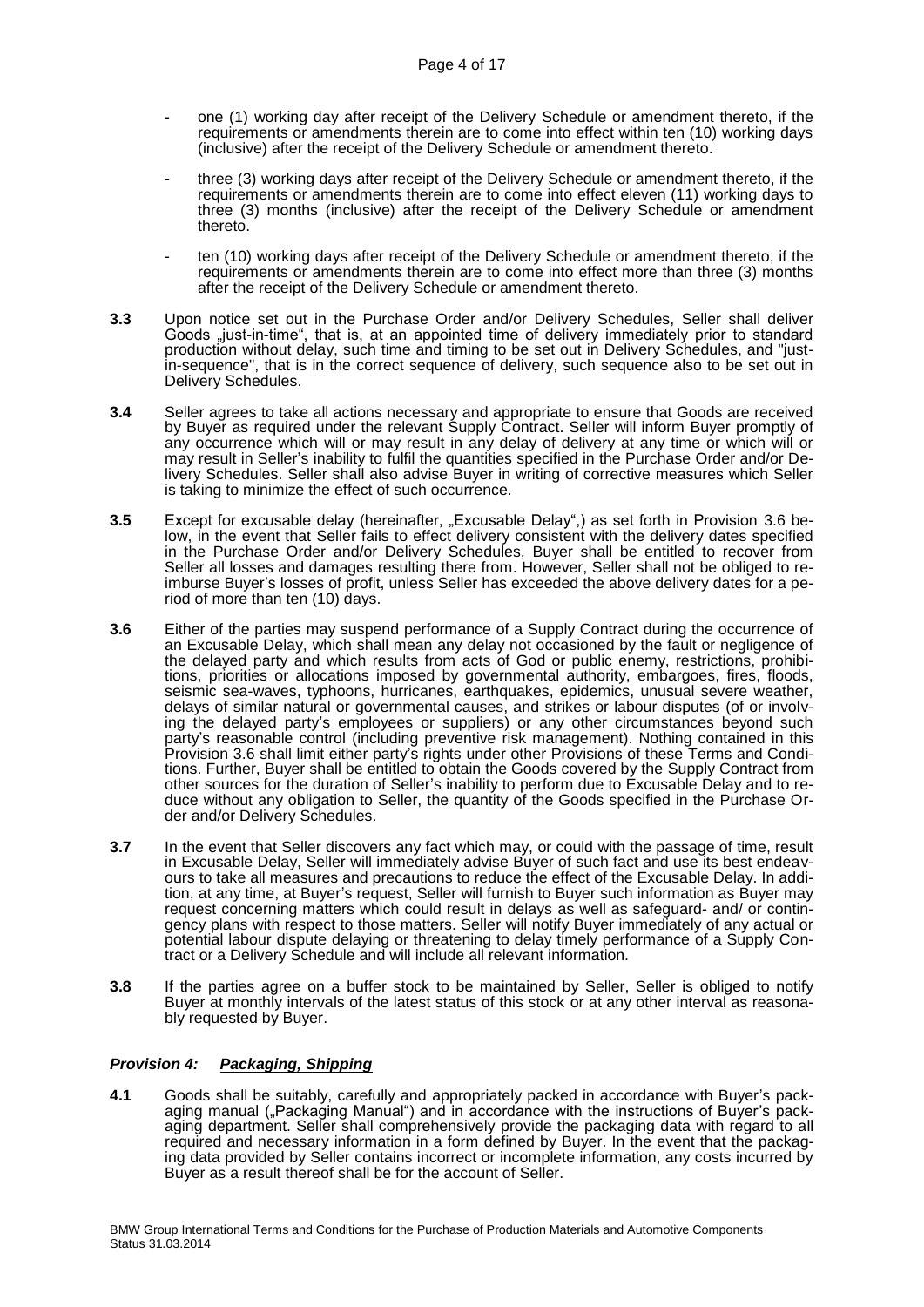- one (1) working day after receipt of the Delivery Schedule or amendment thereto, if the requirements or amendments therein are to come into effect within ten (10) working days (inclusive) after the receipt of the Delivery Schedule or amendment thereto.
- three (3) working days after receipt of the Delivery Schedule or amendment thereto, if the requirements or amendments therein are to come into effect eleven (11) working days to three (3) months (inclusive) after the receipt of the Delivery Schedule or amendment thereto.
- ten (10) working days after receipt of the Delivery Schedule or amendment thereto, if the requirements or amendments therein are to come into effect more than three (3) months after the receipt of the Delivery Schedule or amendment thereto.

**3.3** Upon notice set out in the Purchase Order and/or Delivery Schedules, Seller shall deliver Goods „just-in-time", that is, at an appointed time of delivery immediately prior to standard production without delay, such time and timing to be set out in Delivery Schedules, and "just-in-sequence", that is in the correct sequence of delivery, such sequence also to be set out in Delivery Schedules.

**3.4** Seller agrees to take all actions necessary and appropriate to ensure that Goods are received by Buyer as required under the relevant Supply Contract. Seller will inform Buyer promptly of any occurrence which will or may result in any delay of delivery at any time or which will or may result in Seller's inability to fulfil the quantities specified in the Purchase Order and/or Delivery Schedules. Seller shall also advise Buyer in writing of corrective measures which Seller is taking to minimize the effect of such occurrence.

**3.5** Except for excusable delay (hereinafter, „Excusable Delay",) as set forth in Provision 3.6 below, in the event that Seller fails to effect delivery consistent with the delivery dates specified in the Purchase Order and/or Delivery Schedules, Buyer shall be entitled to recover from Seller all losses and damages resulting there from. However, Seller shall not be obliged to reimburse Buyer's losses of profit, unless Seller has exceeded the above delivery dates for a period of more than ten (10) days.

**3.6** Either of the parties may suspend performance of a Supply Contract during the occurrence of an Excusable Delay, which shall mean any delay not occasioned by the fault or negligence of the delayed party and which results from acts of God or public enemy, restrictions, prohibitions, priorities or allocations imposed by governmental authority, embargoes, fires, floods, seismic sea-waves, typhoons, hurricanes, earthquakes, epidemics, unusual severe weather, delays of similar natural or governmental causes, and strikes or labour disputes (of or involving the delayed party's employees or suppliers) or any other circumstances beyond such party's reasonable control (including preventive risk management). Nothing contained in this Provision 3.6 shall limit either party's rights under other Provisions of these Terms and Conditions. Further, Buyer shall be entitled to obtain the Goods covered by the Supply Contract from other sources for the duration of Seller's inability to perform due to Excusable Delay and to reduce without any obligation to Seller, the quantity of the Goods specified in the Purchase Order and/or Delivery Schedules.

**3.7** In the event that Seller discovers any fact which may, or could with the passage of time, result in Excusable Delay, Seller will immediately advise Buyer of such fact and use its best endeavours to take all measures and precautions to reduce the effect of the Excusable Delay. In addition, at any time, at Buyer's request, Seller will furnish to Buyer such information as Buyer may request concerning matters which could result in delays as well as safeguard- and/ or contingency plans with respect to those matters. Seller will notify Buyer immediately of any actual or potential labour dispute delaying or threatening to delay timely performance of a Supply Contract or a Delivery Schedule and will include all relevant information.

**3.8** If the parties agree on a buffer stock to be maintained by Seller, Seller is obliged to notify Buyer at monthly intervals of the latest status of this stock or at any other interval as reasonably requested by Buyer.

## ***Provision 4: Packaging, Shipping***

**4.1** Goods shall be suitably, carefully and appropriately packed in accordance with Buyer's packaging manual („Packaging Manual") and in accordance with the instructions of Buyer's packaging department. Seller shall comprehensively provide the packaging data with regard to all required and necessary information in a form defined by Buyer. In the event that the packaging data provided by Seller contains incorrect or incomplete information, any costs incurred by Buyer as a result thereof shall be for the account of Seller.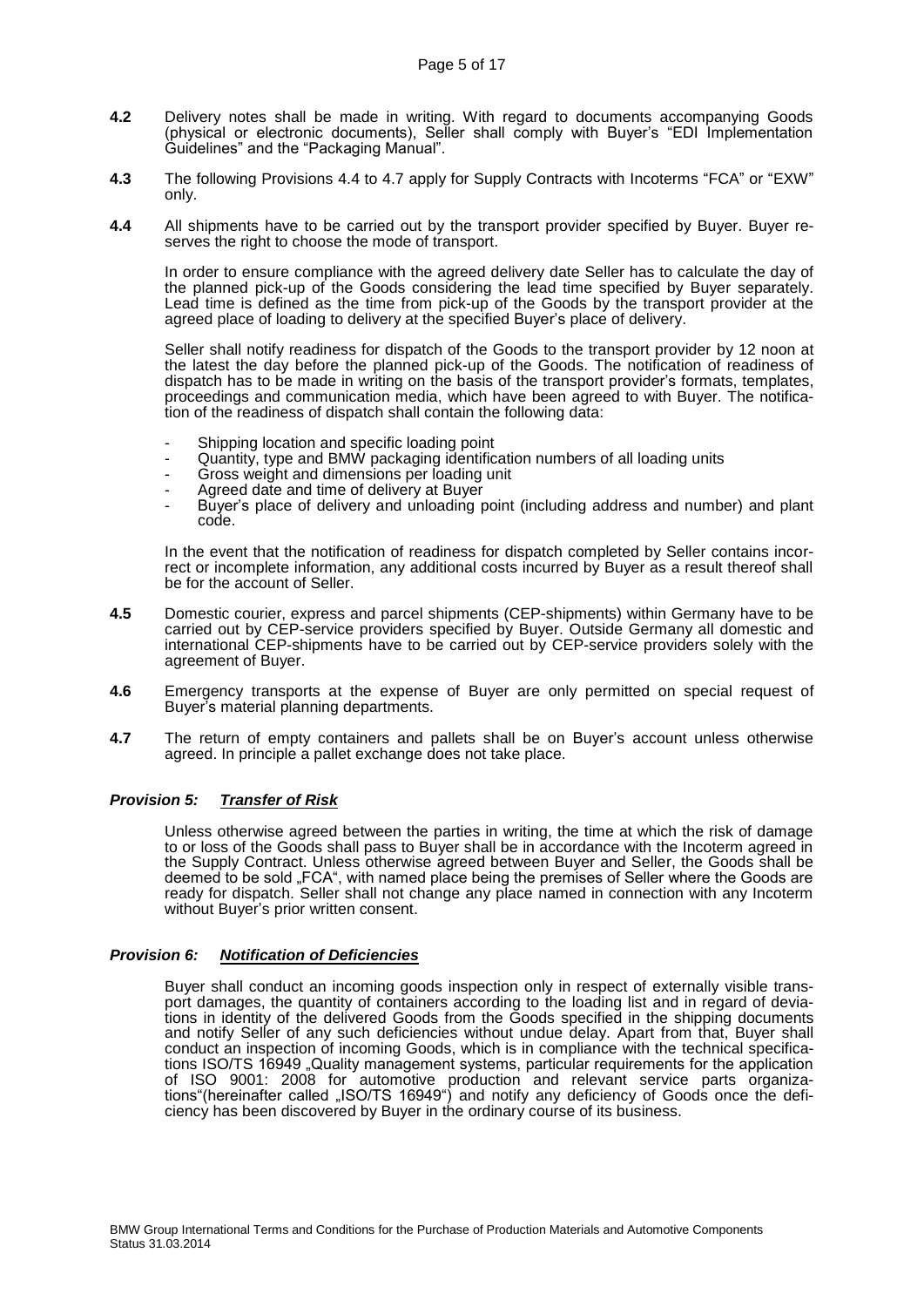**4.2** Delivery notes shall be made in writing. With regard to documents accompanying Goods (physical or electronic documents), Seller shall comply with Buyer's "EDI Implementation Guidelines" and the "Packaging Manual".

**4.3** The following Provisions 4.4 to 4.7 apply for Supply Contracts with Incoterms "FCA" or "EXW" only.

**4.4** All shipments have to be carried out by the transport provider specified by Buyer. Buyer reserves the right to choose the mode of transport.

In order to ensure compliance with the agreed delivery date Seller has to calculate the day of the planned pick-up of the Goods considering the lead time specified by Buyer separately. Lead time is defined as the time from pick-up of the Goods by the transport provider at the agreed place of loading to delivery at the specified Buyer's place of delivery.

Seller shall notify readiness for dispatch of the Goods to the transport provider by 12 noon at the latest the day before the planned pick-up of the Goods. The notification of readiness of dispatch has to be made in writing on the basis of the transport provider's formats, templates, proceedings and communication media, which have been agreed to with Buyer. The notification of the readiness of dispatch shall contain the following data:

- Shipping location and specific loading point
- Quantity, type and BMW packaging identification numbers of all loading units
- Gross weight and dimensions per loading unit
- Agreed date and time of delivery at Buyer
- Buyer's place of delivery and unloading point (including address and number) and plant code.

In the event that the notification of readiness for dispatch completed by Seller contains incorrect or incomplete information, any additional costs incurred by Buyer as a result thereof shall be for the account of Seller.

**4.5** Domestic courier, express and parcel shipments (CEP-shipments) within Germany have to be carried out by CEP-service providers specified by Buyer. Outside Germany all domestic and international CEP-shipments have to be carried out by CEP-service providers solely with the agreement of Buyer.

**4.6** Emergency transports at the expense of Buyer are only permitted on special request of Buyer's material planning departments.

**4.7** The return of empty containers and pallets shall be on Buyer's account unless otherwise agreed. In principle a pallet exchange does not take place.

### ***Provision 5: Transfer of Risk***

Unless otherwise agreed between the parties in writing, the time at which the risk of damage to or loss of the Goods shall pass to Buyer shall be in accordance with the Incoterm agreed in the Supply Contract. Unless otherwise agreed between Buyer and Seller, the Goods shall be deemed to be sold „FCA", with named place being the premises of Seller where the Goods are ready for dispatch. Seller shall not change any place named in connection with any Incoterm without Buyer's prior written consent.

### ***Provision 6: Notification of Deficiencies***

Buyer shall conduct an incoming goods inspection only in respect of externally visible transport damages, the quantity of containers according to the loading list and in regard of deviations in identity of the delivered Goods from the Goods specified in the shipping documents and notify Seller of any such deficiencies without undue delay. Apart from that, Buyer shall conduct an inspection of incoming Goods, which is in compliance with the technical specifications ISO/TS 16949 „Quality management systems, particular requirements for the application of ISO 9001: 2008 for automotive production and relevant service parts organizations"(hereinafter called „ISO/TS 16949") and notify any deficiency of Goods once the deficiency has been discovered by Buyer in the ordinary course of its business.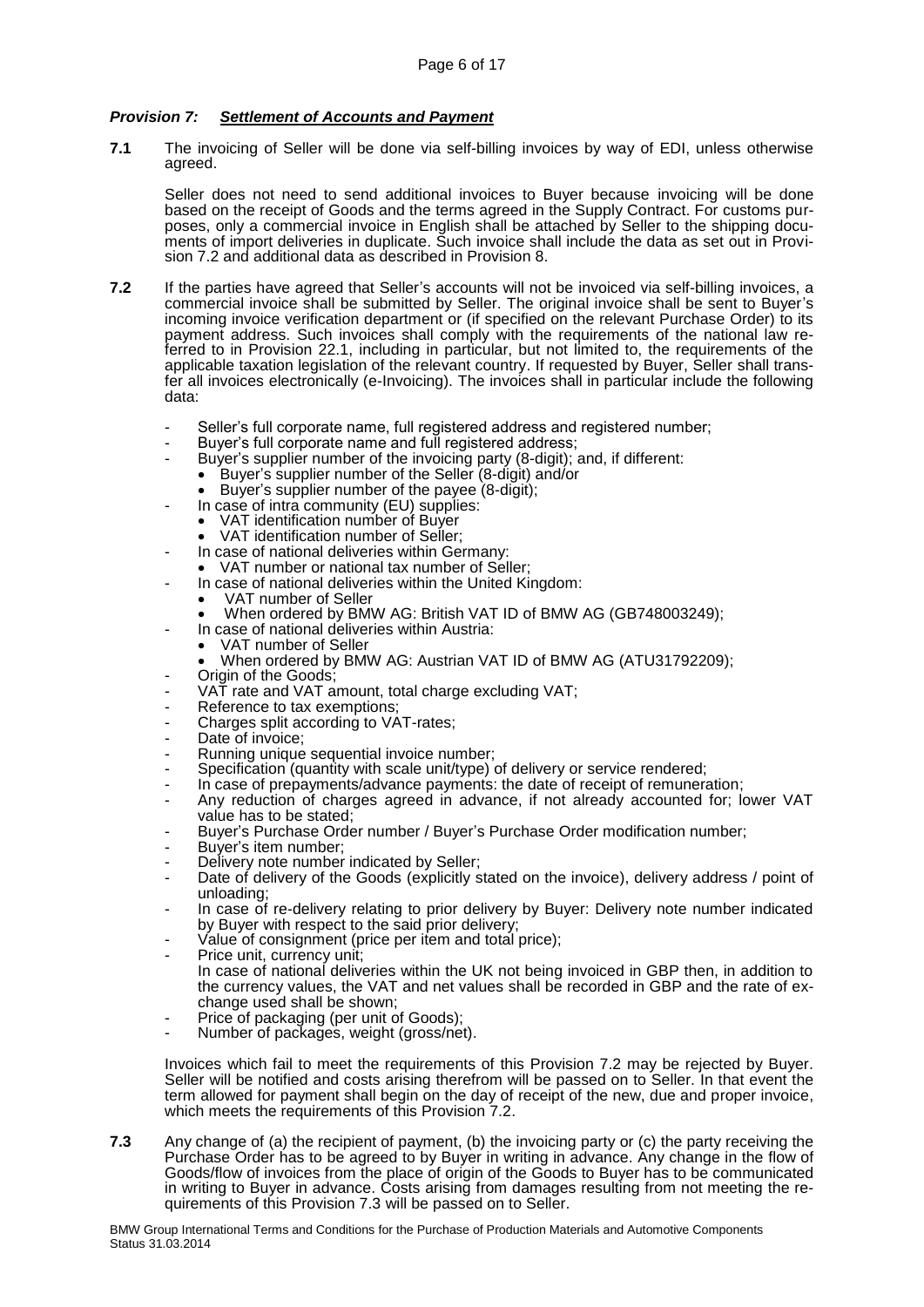## *Provision 7: Settlement of Accounts and Payment*

**7.1** The invoicing of Seller will be done via self-billing invoices by way of EDI, unless otherwise agreed.

Seller does not need to send additional invoices to Buyer because invoicing will be done based on the receipt of Goods and the terms agreed in the Supply Contract. For customs purposes, only a commercial invoice in English shall be attached by Seller to the shipping documents of import deliveries in duplicate. Such invoice shall include the data as set out in Provision 7.2 and additional data as described in Provision 8.

**7.2** If the parties have agreed that Seller's accounts will not be invoiced via self-billing invoices, a commercial invoice shall be submitted by Seller. The original invoice shall be sent to Buyer's incoming invoice verification department or (if specified on the relevant Purchase Order) to its payment address. Such invoices shall comply with the requirements of the national law referred to in Provision 22.1, including in particular, but not limited to, the requirements of the applicable taxation legislation of the relevant country. If requested by Buyer, Seller shall transfer all invoices electronically (e-Invoicing). The invoices shall in particular include the following data:

- Seller's full corporate name, full registered address and registered number;
- Buyer's full corporate name and full registered address;
- Buyer's supplier number of the invoicing party (8-digit); and, if different:
  - Buyer's supplier number of the Seller (8-digit) and/or
  - Buyer's supplier number of the payee (8-digit);
- In case of intra community (EU) supplies:
  - VAT identification number of Buyer
  - VAT identification number of Seller;
- In case of national deliveries within Germany:
  - VAT number or national tax number of Seller;
- In case of national deliveries within the United Kingdom:
  - VAT number of Seller
  - When ordered by BMW AG: British VAT ID of BMW AG (GB748003249);
- In case of national deliveries within Austria:
  - VAT number of Seller
  - When ordered by BMW AG: Austrian VAT ID of BMW AG (ATU31792209);
- Origin of the Goods;
- VAT rate and VAT amount, total charge excluding VAT;
- Reference to tax exemptions;
- Charges split according to VAT-rates;
- Date of invoice;
- Running unique sequential invoice number;
- Specification (quantity with scale unit/type) of delivery or service rendered;
- In case of prepayments/advance payments: the date of receipt of remuneration;
- Any reduction of charges agreed in advance, if not already accounted for; lower VAT value has to be stated;
- Buyer's Purchase Order number / Buyer's Purchase Order modification number;
- Buyer's item number;
- Delivery note number indicated by Seller;
- Date of delivery of the Goods (explicitly stated on the invoice), delivery address / point of unloading;
- In case of re-delivery relating to prior delivery by Buyer: Delivery note number indicated by Buyer with respect to the said prior delivery;
- Value of consignment (price per item and total price);
- Price unit, currency unit;
  In case of national deliveries within the UK not being invoiced in GBP then, in addition to the currency values, the VAT and net values shall be recorded in GBP and the rate of exchange used shall be shown;
- Price of packaging (per unit of Goods);
- Number of packages, weight (gross/net).

Invoices which fail to meet the requirements of this Provision 7.2 may be rejected by Buyer. Seller will be notified and costs arising therefrom will be passed on to Seller. In that event the term allowed for payment shall begin on the day of receipt of the new, due and proper invoice, which meets the requirements of this Provision 7.2.

**7.3** Any change of (a) the recipient of payment, (b) the invoicing party or (c) the party receiving the Purchase Order has to be agreed to by Buyer in writing in advance. Any change in the flow of Goods/flow of invoices from the place of origin of the Goods to Buyer has to be communicated in writing to Buyer in advance. Costs arising from damages resulting from not meeting the requirements of this Provision 7.3 will be passed on to Seller.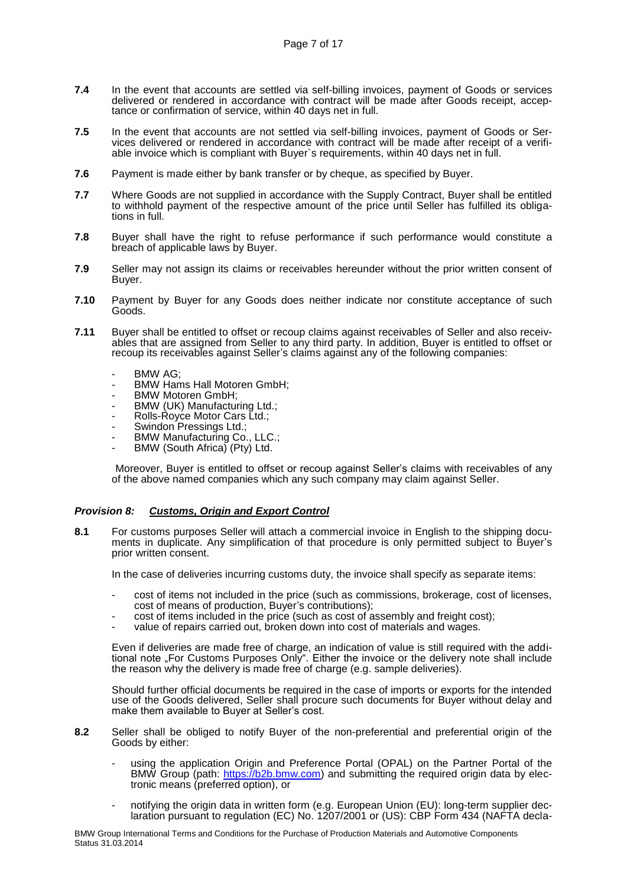**7.4** In the event that accounts are settled via self-billing invoices, payment of Goods or services delivered or rendered in accordance with contract will be made after Goods receipt, acceptance or confirmation of service, within 40 days net in full.

**7.5** In the event that accounts are not settled via self-billing invoices, payment of Goods or Services delivered or rendered in accordance with contract will be made after receipt of a verifiable invoice which is compliant with Buyer`s requirements, within 40 days net in full.

**7.6** Payment is made either by bank transfer or by cheque, as specified by Buyer.

**7.7** Where Goods are not supplied in accordance with the Supply Contract, Buyer shall be entitled to withhold payment of the respective amount of the price until Seller has fulfilled its obligations in full.

**7.8** Buyer shall have the right to refuse performance if such performance would constitute a breach of applicable laws by Buyer.

**7.9** Seller may not assign its claims or receivables hereunder without the prior written consent of Buyer.

**7.10** Payment by Buyer for any Goods does neither indicate nor constitute acceptance of such Goods.

**7.11** Buyer shall be entitled to offset or recoup claims against receivables of Seller and also receivables that are assigned from Seller to any third party. In addition, Buyer is entitled to offset or recoup its receivables against Seller's claims against any of the following companies:

- BMW AG;
- BMW Hams Hall Motoren GmbH;
- BMW Motoren GmbH;
- BMW (UK) Manufacturing Ltd.;
- Rolls-Royce Motor Cars Ltd.;
- Swindon Pressings Ltd.;
- BMW Manufacturing Co., LLC.;
- BMW (South Africa) (Pty) Ltd.

Moreover, Buyer is entitled to offset or recoup against Seller's claims with receivables of any of the above named companies which any such company may claim against Seller.

### *Provision 8: Customs, Origin and Export Control*

**8.1** For customs purposes Seller will attach a commercial invoice in English to the shipping documents in duplicate. Any simplification of that procedure is only permitted subject to Buyer's prior written consent.

In the case of deliveries incurring customs duty, the invoice shall specify as separate items:

- cost of items not included in the price (such as commissions, brokerage, cost of licenses, cost of means of production, Buyer's contributions);
- cost of items included in the price (such as cost of assembly and freight cost);
- value of repairs carried out, broken down into cost of materials and wages.

Even if deliveries are made free of charge, an indication of value is still required with the additional note „For Customs Purposes Only". Either the invoice or the delivery note shall include the reason why the delivery is made free of charge (e.g. sample deliveries).

Should further official documents be required in the case of imports or exports for the intended use of the Goods delivered, Seller shall procure such documents for Buyer without delay and make them available to Buyer at Seller's cost.

**8.2** Seller shall be obliged to notify Buyer of the non-preferential and preferential origin of the Goods by either:

- using the application Origin and Preference Portal (OPAL) on the Partner Portal of the BMW Group (path: https://b2b.bmw.com) and submitting the required origin data by electronic means (preferred option), or

- notifying the origin data in written form (e.g. European Union (EU): long-term supplier declaration pursuant to regulation (EC) No. 1207/2001 or (US): CBP Form 434 (NAFTA decla-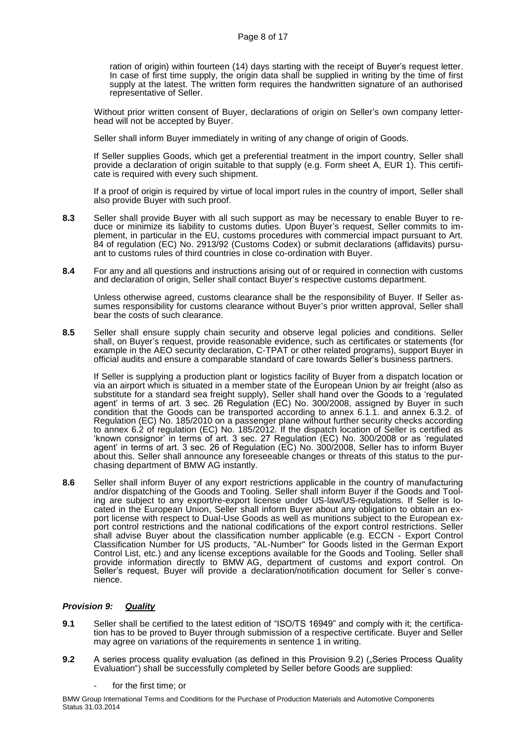ration of origin) within fourteen (14) days starting with the receipt of Buyer's request letter. In case of first time supply, the origin data shall be supplied in writing by the time of first supply at the latest. The written form requires the handwritten signature of an authorised representative of Seller.

Without prior written consent of Buyer, declarations of origin on Seller's own company letterhead will not be accepted by Buyer.

Seller shall inform Buyer immediately in writing of any change of origin of Goods.

If Seller supplies Goods, which get a preferential treatment in the import country, Seller shall provide a declaration of origin suitable to that supply (e.g. Form sheet A, EUR 1). This certificate is required with every such shipment.

If a proof of origin is required by virtue of local import rules in the country of import, Seller shall also provide Buyer with such proof.

**8.3** Seller shall provide Buyer with all such support as may be necessary to enable Buyer to reduce or minimize its liability to customs duties. Upon Buyer's request, Seller commits to implement, in particular in the EU, customs procedures with commercial impact pursuant to Art. 84 of regulation (EC) No. 2913/92 (Customs Codex) or submit declarations (affidavits) pursuant to customs rules of third countries in close co-ordination with Buyer.

**8.4** For any and all questions and instructions arising out of or required in connection with customs and declaration of origin, Seller shall contact Buyer's respective customs department.

Unless otherwise agreed, customs clearance shall be the responsibility of Buyer. If Seller assumes responsibility for customs clearance without Buyer's prior written approval, Seller shall bear the costs of such clearance.

**8.5** Seller shall ensure supply chain security and observe legal policies and conditions. Seller shall, on Buyer's request, provide reasonable evidence, such as certificates or statements (for example in the AEO security declaration, C-TPAT or other related programs), support Buyer in official audits and ensure a comparable standard of care towards Seller's business partners.

If Seller is supplying a production plant or logistics facility of Buyer from a dispatch location or via an airport which is situated in a member state of the European Union by air freight (also as substitute for a standard sea freight supply), Seller shall hand over the Goods to a 'regulated agent' in terms of art. 3 sec. 26 Regulation (EC) No. 300/2008, assigned by Buyer in such condition that the Goods can be transported according to annex 6.1.1. and annex 6.3.2. of Regulation (EC) No. 185/2010 on a passenger plane without further security checks according to annex 6.2 of regulation (EC) No. 185/2012. If the dispatch location of Seller is certified as 'known consignor' in terms of art. 3 sec. 27 Regulation (EC) No. 300/2008 or as 'regulated agent' in terms of art. 3 sec. 26 of Regulation (EC) No. 300/2008, Seller has to inform Buyer about this. Seller shall announce any foreseeable changes or threats of this status to the purchasing department of BMW AG instantly.

**8.6** Seller shall inform Buyer of any export restrictions applicable in the country of manufacturing and/or dispatching of the Goods and Tooling. Seller shall inform Buyer if the Goods and Tooling are subject to any export/re-export license under US-law/US-regulations. If Seller is located in the European Union, Seller shall inform Buyer about any obligation to obtain an export license with respect to Dual-Use Goods as well as munitions subject to the European export control restrictions and the national codifications of the export control restrictions. Seller shall advise Buyer about the classification number applicable (e.g. ECCN - Export Control Classification Number for US products, "AL-Number" for Goods listed in the German Export Control List, etc.) and any license exceptions available for the Goods and Tooling. Seller shall provide information directly to BMW AG, department of customs and export control. On Seller's request, Buyer will provide a declaration/notification document for Seller´s convenience.

### ***Provision 9: Quality***

**9.1** Seller shall be certified to the latest edition of "ISO/TS 16949" and comply with it; the certification has to be proved to Buyer through submission of a respective certificate. Buyer and Seller may agree on variations of the requirements in sentence 1 in writing.

**9.2** A series process quality evaluation (as defined in this Provision 9.2) („Series Process Quality Evaluation") shall be successfully completed by Seller before Goods are supplied:

- for the first time; or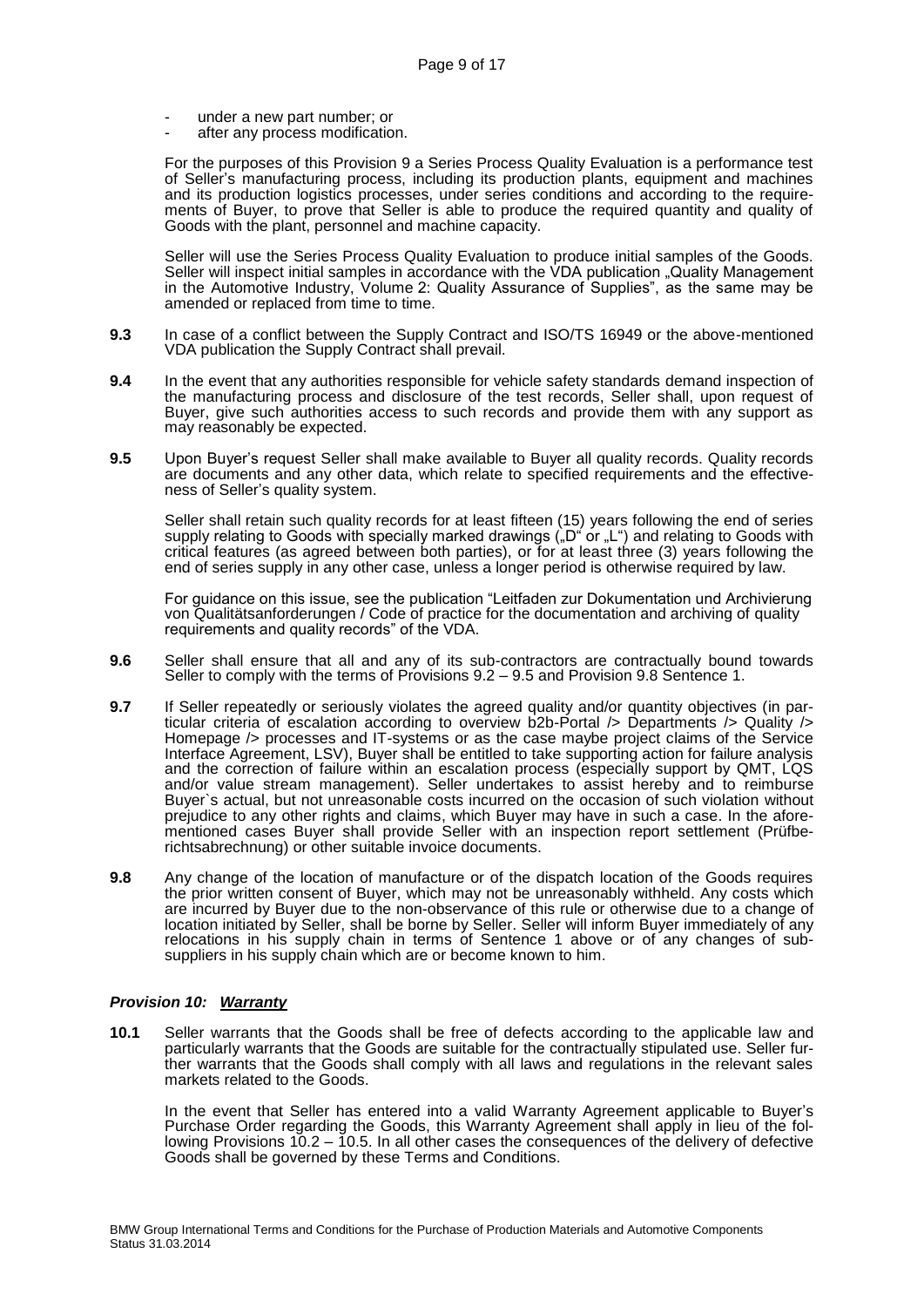- under a new part number; or
- after any process modification.

For the purposes of this Provision 9 a Series Process Quality Evaluation is a performance test of Seller's manufacturing process, including its production plants, equipment and machines and its production logistics processes, under series conditions and according to the requirements of Buyer, to prove that Seller is able to produce the required quantity and quality of Goods with the plant, personnel and machine capacity.

Seller will use the Series Process Quality Evaluation to produce initial samples of the Goods. Seller will inspect initial samples in accordance with the VDA publication „Quality Management in the Automotive Industry, Volume 2: Quality Assurance of Supplies", as the same may be amended or replaced from time to time.

**9.3** In case of a conflict between the Supply Contract and ISO/TS 16949 or the above-mentioned VDA publication the Supply Contract shall prevail.

**9.4** In the event that any authorities responsible for vehicle safety standards demand inspection of the manufacturing process and disclosure of the test records, Seller shall, upon request of Buyer, give such authorities access to such records and provide them with any support as may reasonably be expected.

**9.5** Upon Buyer's request Seller shall make available to Buyer all quality records. Quality records are documents and any other data, which relate to specified requirements and the effectiveness of Seller's quality system.

Seller shall retain such quality records for at least fifteen (15) years following the end of series supply relating to Goods with specially marked drawings („D" or „L") and relating to Goods with critical features (as agreed between both parties), or for at least three (3) years following the end of series supply in any other case, unless a longer period is otherwise required by law.

For guidance on this issue, see the publication "Leitfaden zur Dokumentation und Archivierung von Qualitätsanforderungen / Code of practice for the documentation and archiving of quality requirements and quality records" of the VDA.

**9.6** Seller shall ensure that all and any of its sub-contractors are contractually bound towards Seller to comply with the terms of Provisions 9.2 – 9.5 and Provision 9.8 Sentence 1.

**9.7** If Seller repeatedly or seriously violates the agreed quality and/or quantity objectives (in particular criteria of escalation according to overview b2b-Portal /> Departments /> Quality /> Homepage /> processes and IT-systems or as the case maybe project claims of the Service Interface Agreement, LSV), Buyer shall be entitled to take supporting action for failure analysis and the correction of failure within an escalation process (especially support by QMT, LQS and/or value stream management). Seller undertakes to assist hereby and to reimburse Buyer`s actual, but not unreasonable costs incurred on the occasion of such violation without prejudice to any other rights and claims, which Buyer may have in such a case. In the aforementioned cases Buyer shall provide Seller with an inspection report settlement (Prüfberichtsabrechnung) or other suitable invoice documents.

**9.8** Any change of the location of manufacture or of the dispatch location of the Goods requires the prior written consent of Buyer, which may not be unreasonably withheld. Any costs which are incurred by Buyer due to the non-observance of this rule or otherwise due to a change of location initiated by Seller, shall be borne by Seller. Seller will inform Buyer immediately of any relocations in his supply chain in terms of Sentence 1 above or of any changes of sub-suppliers in his supply chain which are or become known to him.

### ***Provision 10: Warranty***

**10.1** Seller warrants that the Goods shall be free of defects according to the applicable law and particularly warrants that the Goods are suitable for the contractually stipulated use. Seller further warrants that the Goods shall comply with all laws and regulations in the relevant sales markets related to the Goods.

In the event that Seller has entered into a valid Warranty Agreement applicable to Buyer's Purchase Order regarding the Goods, this Warranty Agreement shall apply in lieu of the following Provisions 10.2 – 10.5. In all other cases the consequences of the delivery of defective Goods shall be governed by these Terms and Conditions.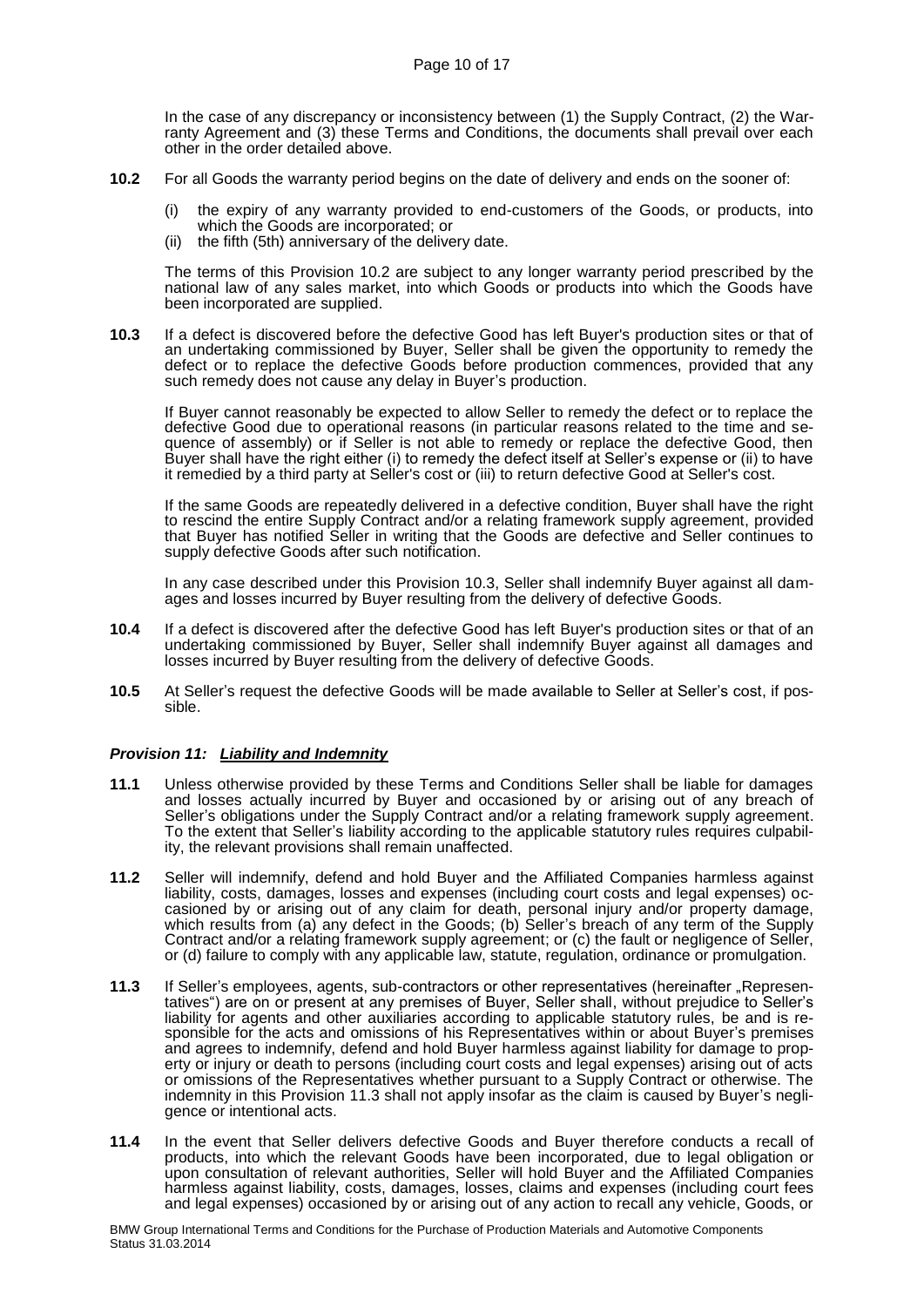In the case of any discrepancy or inconsistency between (1) the Supply Contract, (2) the Warranty Agreement and (3) these Terms and Conditions, the documents shall prevail over each other in the order detailed above.

**10.2** For all Goods the warranty period begins on the date of delivery and ends on the sooner of:

(i) the expiry of any warranty provided to end-customers of the Goods, or products, into which the Goods are incorporated; or
(ii) the fifth (5th) anniversary of the delivery date.

The terms of this Provision 10.2 are subject to any longer warranty period prescribed by the national law of any sales market, into which Goods or products into which the Goods have been incorporated are supplied.

**10.3** If a defect is discovered before the defective Good has left Buyer's production sites or that of an undertaking commissioned by Buyer, Seller shall be given the opportunity to remedy the defect or to replace the defective Goods before production commences, provided that any such remedy does not cause any delay in Buyer's production.

If Buyer cannot reasonably be expected to allow Seller to remedy the defect or to replace the defective Good due to operational reasons (in particular reasons related to the time and sequence of assembly) or if Seller is not able to remedy or replace the defective Good, then Buyer shall have the right either (i) to remedy the defect itself at Seller's expense or (ii) to have it remedied by a third party at Seller's cost or (iii) to return defective Good at Seller's cost.

If the same Goods are repeatedly delivered in a defective condition, Buyer shall have the right to rescind the entire Supply Contract and/or a relating framework supply agreement, provided that Buyer has notified Seller in writing that the Goods are defective and Seller continues to supply defective Goods after such notification.

In any case described under this Provision 10.3, Seller shall indemnify Buyer against all damages and losses incurred by Buyer resulting from the delivery of defective Goods.

**10.4** If a defect is discovered after the defective Good has left Buyer's production sites or that of an undertaking commissioned by Buyer, Seller shall indemnify Buyer against all damages and losses incurred by Buyer resulting from the delivery of defective Goods.

**10.5** At Seller's request the defective Goods will be made available to Seller at Seller's cost, if possible.

### *Provision 11: Liability and Indemnity*

**11.1** Unless otherwise provided by these Terms and Conditions Seller shall be liable for damages and losses actually incurred by Buyer and occasioned by or arising out of any breach of Seller's obligations under the Supply Contract and/or a relating framework supply agreement. To the extent that Seller's liability according to the applicable statutory rules requires culpability, the relevant provisions shall remain unaffected.

**11.2** Seller will indemnify, defend and hold Buyer and the Affiliated Companies harmless against liability, costs, damages, losses and expenses (including court costs and legal expenses) occasioned by or arising out of any claim for death, personal injury and/or property damage, which results from (a) any defect in the Goods; (b) Seller's breach of any term of the Supply Contract and/or a relating framework supply agreement; or (c) the fault or negligence of Seller, or (d) failure to comply with any applicable law, statute, regulation, ordinance or promulgation.

**11.3** If Seller's employees, agents, sub-contractors or other representatives (hereinafter „Representatives") are on or present at any premises of Buyer, Seller shall, without prejudice to Seller's liability for agents and other auxiliaries according to applicable statutory rules, be and is responsible for the acts and omissions of his Representatives within or about Buyer's premises and agrees to indemnify, defend and hold Buyer harmless against liability for damage to property or injury or death to persons (including court costs and legal expenses) arising out of acts or omissions of the Representatives whether pursuant to a Supply Contract or otherwise. The indemnity in this Provision 11.3 shall not apply insofar as the claim is caused by Buyer's negligence or intentional acts.

**11.4** In the event that Seller delivers defective Goods and Buyer therefore conducts a recall of products, into which the relevant Goods have been incorporated, due to legal obligation or upon consultation of relevant authorities, Seller will hold Buyer and the Affiliated Companies harmless against liability, costs, damages, losses, claims and expenses (including court fees and legal expenses) occasioned by or arising out of any action to recall any vehicle, Goods, or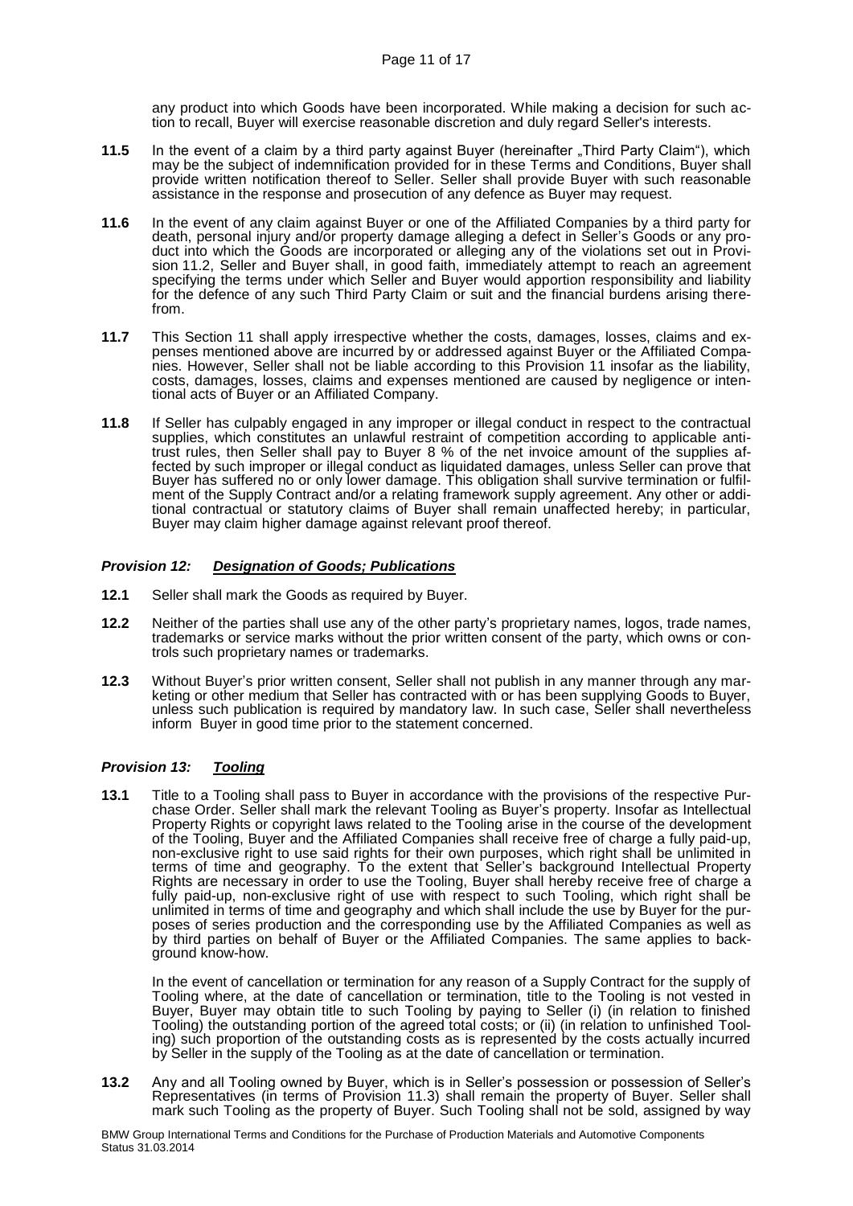any product into which Goods have been incorporated. While making a decision for such action to recall, Buyer will exercise reasonable discretion and duly regard Seller's interests.

**11.5** In the event of a claim by a third party against Buyer (hereinafter „Third Party Claim"), which may be the subject of indemnification provided for in these Terms and Conditions, Buyer shall provide written notification thereof to Seller. Seller shall provide Buyer with such reasonable assistance in the response and prosecution of any defence as Buyer may request.

**11.6** In the event of any claim against Buyer or one of the Affiliated Companies by a third party for death, personal injury and/or property damage alleging a defect in Seller's Goods or any product into which the Goods are incorporated or alleging any of the violations set out in Provision 11.2, Seller and Buyer shall, in good faith, immediately attempt to reach an agreement specifying the terms under which Seller and Buyer would apportion responsibility and liability for the defence of any such Third Party Claim or suit and the financial burdens arising therefrom.

**11.7** This Section 11 shall apply irrespective whether the costs, damages, losses, claims and expenses mentioned above are incurred by or addressed against Buyer or the Affiliated Companies. However, Seller shall not be liable according to this Provision 11 insofar as the liability, costs, damages, losses, claims and expenses mentioned are caused by negligence or intentional acts of Buyer or an Affiliated Company.

**11.8** If Seller has culpably engaged in any improper or illegal conduct in respect to the contractual supplies, which constitutes an unlawful restraint of competition according to applicable antitrust rules, then Seller shall pay to Buyer 8 % of the net invoice amount of the supplies affected by such improper or illegal conduct as liquidated damages, unless Seller can prove that Buyer has suffered no or only lower damage. This obligation shall survive termination or fulfilment of the Supply Contract and/or a relating framework supply agreement. Any other or additional contractual or statutory claims of Buyer shall remain unaffected hereby; in particular, Buyer may claim higher damage against relevant proof thereof.

### ***Provision 12: <u>Designation of Goods; Publications</u>***

**12.1** Seller shall mark the Goods as required by Buyer.

**12.2** Neither of the parties shall use any of the other party's proprietary names, logos, trade names, trademarks or service marks without the prior written consent of the party, which owns or controls such proprietary names or trademarks.

**12.3** Without Buyer's prior written consent, Seller shall not publish in any manner through any marketing or other medium that Seller has contracted with or has been supplying Goods to Buyer, unless such publication is required by mandatory law. In such case, Seller shall nevertheless inform Buyer in good time prior to the statement concerned.

### ***Provision 13: <u>Tooling</u>***

**13.1** Title to a Tooling shall pass to Buyer in accordance with the provisions of the respective Purchase Order. Seller shall mark the relevant Tooling as Buyer's property. Insofar as Intellectual Property Rights or copyright laws related to the Tooling arise in the course of the development of the Tooling, Buyer and the Affiliated Companies shall receive free of charge a fully paid-up, non-exclusive right to use said rights for their own purposes, which right shall be unlimited in terms of time and geography. To the extent that Seller's background Intellectual Property Rights are necessary in order to use the Tooling, Buyer shall hereby receive free of charge a fully paid-up, non-exclusive right of use with respect to such Tooling, which right shall be unlimited in terms of time and geography and which shall include the use by Buyer for the purposes of series production and the corresponding use by the Affiliated Companies as well as by third parties on behalf of Buyer or the Affiliated Companies. The same applies to background know-how.

In the event of cancellation or termination for any reason of a Supply Contract for the supply of Tooling where, at the date of cancellation or termination, title to the Tooling is not vested in Buyer, Buyer may obtain title to such Tooling by paying to Seller (i) (in relation to finished Tooling) the outstanding portion of the agreed total costs; or (ii) (in relation to unfinished Tooling) such proportion of the outstanding costs as is represented by the costs actually incurred by Seller in the supply of the Tooling as at the date of cancellation or termination.

**13.2** Any and all Tooling owned by Buyer, which is in Seller's possession or possession of Seller's Representatives (in terms of Provision 11.3) shall remain the property of Buyer. Seller shall mark such Tooling as the property of Buyer. Such Tooling shall not be sold, assigned by way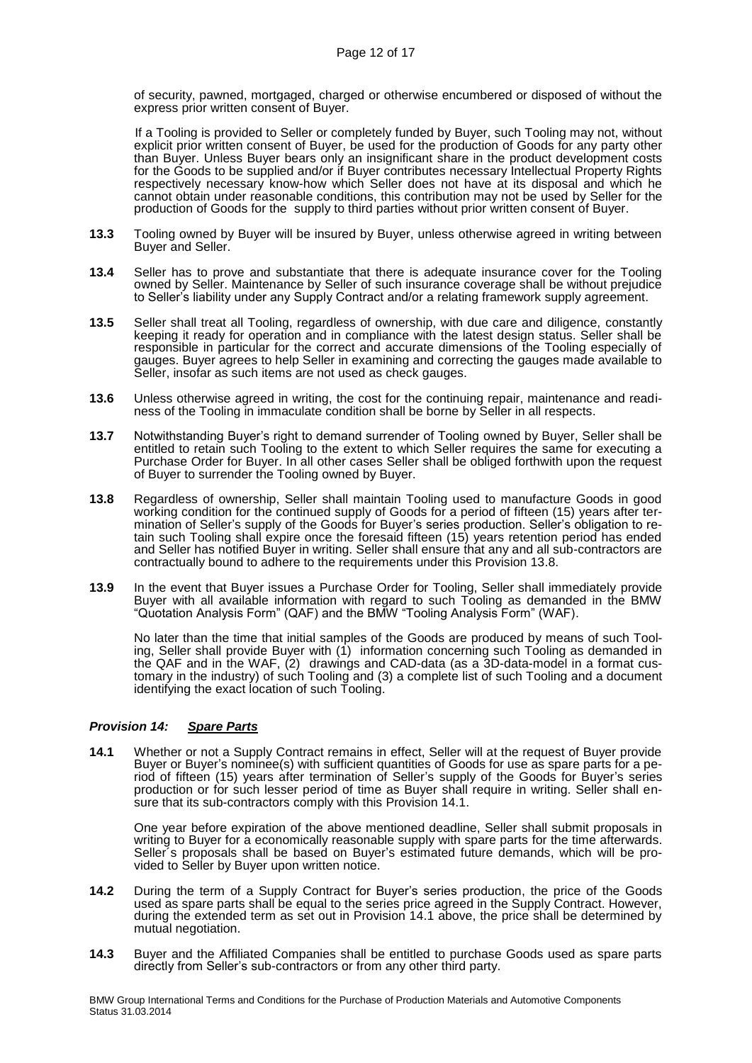of security, pawned, mortgaged, charged or otherwise encumbered or disposed of without the express prior written consent of Buyer.

If a Tooling is provided to Seller or completely funded by Buyer, such Tooling may not, without explicit prior written consent of Buyer, be used for the production of Goods for any party other than Buyer. Unless Buyer bears only an insignificant share in the product development costs for the Goods to be supplied and/or if Buyer contributes necessary Intellectual Property Rights respectively necessary know-how which Seller does not have at its disposal and which he cannot obtain under reasonable conditions, this contribution may not be used by Seller for the production of Goods for the supply to third parties without prior written consent of Buyer.

**13.3** Tooling owned by Buyer will be insured by Buyer, unless otherwise agreed in writing between Buyer and Seller.

**13.4** Seller has to prove and substantiate that there is adequate insurance cover for the Tooling owned by Seller. Maintenance by Seller of such insurance coverage shall be without prejudice to Seller's liability under any Supply Contract and/or a relating framework supply agreement.

**13.5** Seller shall treat all Tooling, regardless of ownership, with due care and diligence, constantly keeping it ready for operation and in compliance with the latest design status. Seller shall be responsible in particular for the correct and accurate dimensions of the Tooling especially of gauges. Buyer agrees to help Seller in examining and correcting the gauges made available to Seller, insofar as such items are not used as check gauges.

**13.6** Unless otherwise agreed in writing, the cost for the continuing repair, maintenance and readiness of the Tooling in immaculate condition shall be borne by Seller in all respects.

**13.7** Notwithstanding Buyer's right to demand surrender of Tooling owned by Buyer, Seller shall be entitled to retain such Tooling to the extent to which Seller requires the same for executing a Purchase Order for Buyer. In all other cases Seller shall be obliged forthwith upon the request of Buyer to surrender the Tooling owned by Buyer.

**13.8** Regardless of ownership, Seller shall maintain Tooling used to manufacture Goods in good working condition for the continued supply of Goods for a period of fifteen (15) years after termination of Seller's supply of the Goods for Buyer's series production. Seller's obligation to retain such Tooling shall expire once the foresaid fifteen (15) years retention period has ended and Seller has notified Buyer in writing. Seller shall ensure that any and all sub-contractors are contractually bound to adhere to the requirements under this Provision 13.8.

**13.9** In the event that Buyer issues a Purchase Order for Tooling, Seller shall immediately provide Buyer with all available information with regard to such Tooling as demanded in the BMW "Quotation Analysis Form" (QAF) and the BMW "Tooling Analysis Form" (WAF).

No later than the time that initial samples of the Goods are produced by means of such Tooling, Seller shall provide Buyer with (1) information concerning such Tooling as demanded in the QAF and in the WAF, (2) drawings and CAD-data (as a 3D-data-model in a format customary in the industry) of such Tooling and (3) a complete list of such Tooling and a document identifying the exact location of such Tooling.

### *Provision 14: __Spare Parts__*

**14.1** Whether or not a Supply Contract remains in effect, Seller will at the request of Buyer provide Buyer or Buyer's nominee(s) with sufficient quantities of Goods for use as spare parts for a period of fifteen (15) years after termination of Seller's supply of the Goods for Buyer's series production or for such lesser period of time as Buyer shall require in writing. Seller shall ensure that its sub-contractors comply with this Provision 14.1.

One year before expiration of the above mentioned deadline, Seller shall submit proposals in writing to Buyer for a economically reasonable supply with spare parts for the time afterwards. Seller´s proposals shall be based on Buyer's estimated future demands, which will be provided to Seller by Buyer upon written notice.

**14.2** During the term of a Supply Contract for Buyer's series production, the price of the Goods used as spare parts shall be equal to the series price agreed in the Supply Contract. However, during the extended term as set out in Provision 14.1 above, the price shall be determined by mutual negotiation.

**14.3** Buyer and the Affiliated Companies shall be entitled to purchase Goods used as spare parts directly from Seller's sub-contractors or from any other third party.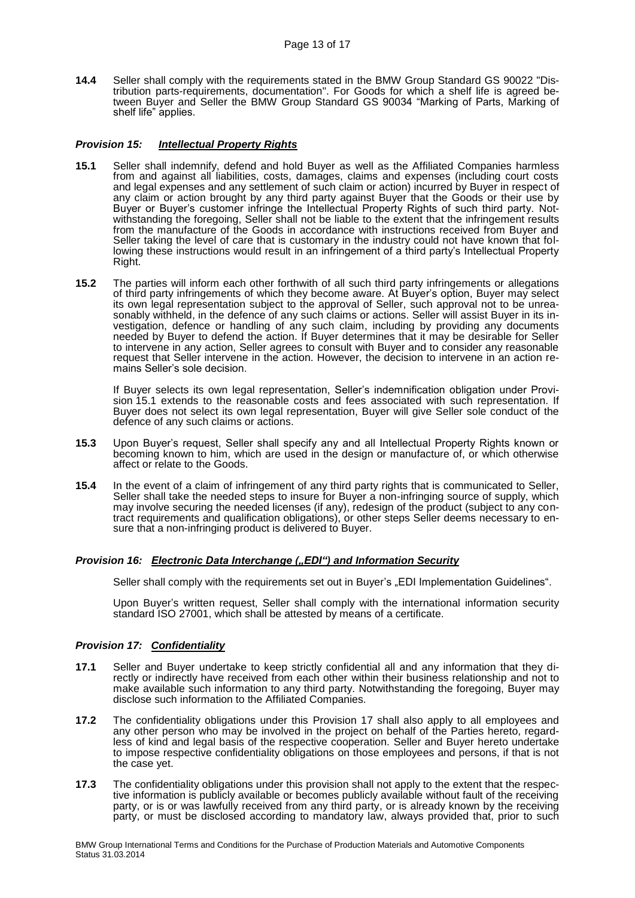**14.4** Seller shall comply with the requirements stated in the BMW Group Standard GS 90022 "Distribution parts-requirements, documentation". For Goods for which a shelf life is agreed between Buyer and Seller the BMW Group Standard GS 90034 "Marking of Parts, Marking of shelf life" applies.

### *Provision 15: Intellectual Property Rights*

**15.1** Seller shall indemnify, defend and hold Buyer as well as the Affiliated Companies harmless from and against all liabilities, costs, damages, claims and expenses (including court costs and legal expenses and any settlement of such claim or action) incurred by Buyer in respect of any claim or action brought by any third party against Buyer that the Goods or their use by Buyer or Buyer's customer infringe the Intellectual Property Rights of such third party. Notwithstanding the foregoing, Seller shall not be liable to the extent that the infringement results from the manufacture of the Goods in accordance with instructions received from Buyer and Seller taking the level of care that is customary in the industry could not have known that following these instructions would result in an infringement of a third party's Intellectual Property Right.

**15.2** The parties will inform each other forthwith of all such third party infringements or allegations of third party infringements of which they become aware. At Buyer's option, Buyer may select its own legal representation subject to the approval of Seller, such approval not to be unreasonably withheld, in the defence of any such claims or actions. Seller will assist Buyer in its investigation, defence or handling of any such claim, including by providing any documents needed by Buyer to defend the action. If Buyer determines that it may be desirable for Seller to intervene in any action, Seller agrees to consult with Buyer and to consider any reasonable request that Seller intervene in the action. However, the decision to intervene in an action remains Seller's sole decision.

If Buyer selects its own legal representation, Seller's indemnification obligation under Provision 15.1 extends to the reasonable costs and fees associated with such representation. If Buyer does not select its own legal representation, Buyer will give Seller sole conduct of the defence of any such claims or actions.

**15.3** Upon Buyer's request, Seller shall specify any and all Intellectual Property Rights known or becoming known to him, which are used in the design or manufacture of, or which otherwise affect or relate to the Goods.

**15.4** In the event of a claim of infringement of any third party rights that is communicated to Seller, Seller shall take the needed steps to insure for Buyer a non-infringing source of supply, which may involve securing the needed licenses (if any), redesign of the product (subject to any contract requirements and qualification obligations), or other steps Seller deems necessary to ensure that a non-infringing product is delivered to Buyer.

### *Provision 16: Electronic Data Interchange („EDI“) and Information Security*

Seller shall comply with the requirements set out in Buyer's „EDI Implementation Guidelines“.

Upon Buyer's written request, Seller shall comply with the international information security standard ISO 27001, which shall be attested by means of a certificate.

### *Provision 17: Confidentiality*

**17.1** Seller and Buyer undertake to keep strictly confidential all and any information that they directly or indirectly have received from each other within their business relationship and not to make available such information to any third party. Notwithstanding the foregoing, Buyer may disclose such information to the Affiliated Companies.

**17.2** The confidentiality obligations under this Provision 17 shall also apply to all employees and any other person who may be involved in the project on behalf of the Parties hereto, regardless of kind and legal basis of the respective cooperation. Seller and Buyer hereto undertake to impose respective confidentiality obligations on those employees and persons, if that is not the case yet.

**17.3** The confidentiality obligations under this provision shall not apply to the extent that the respective information is publicly available or becomes publicly available without fault of the receiving party, or is or was lawfully received from any third party, or is already known by the receiving party, or must be disclosed according to mandatory law, always provided that, prior to such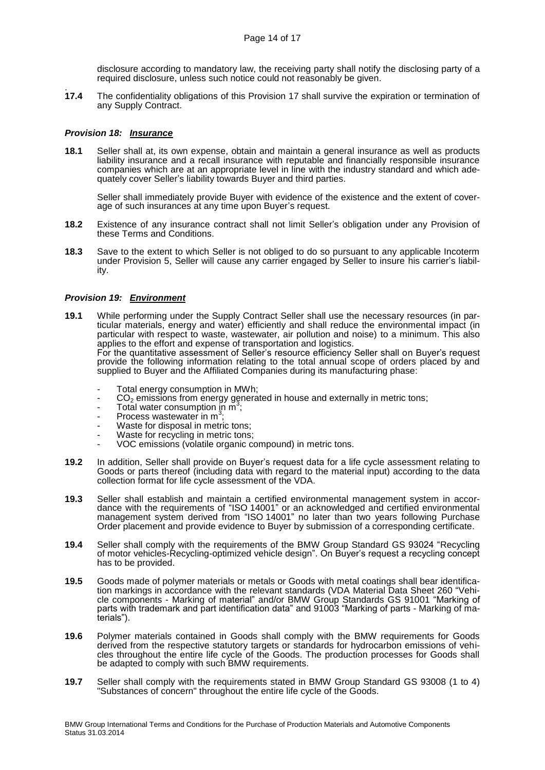disclosure according to mandatory law, the receiving party shall notify the disclosing party of a required disclosure, unless such notice could not reasonably be given.

**17.4** The confidentiality obligations of this Provision 17 shall survive the expiration or termination of any Supply Contract.

### *Provision 18: Insurance*

**18.1** Seller shall at, its own expense, obtain and maintain a general insurance as well as products liability insurance and a recall insurance with reputable and financially responsible insurance companies which are at an appropriate level in line with the industry standard and which adequately cover Seller's liability towards Buyer and third parties.

Seller shall immediately provide Buyer with evidence of the existence and the extent of coverage of such insurances at any time upon Buyer's request.

**18.2** Existence of any insurance contract shall not limit Seller's obligation under any Provision of these Terms and Conditions.

**18.3** Save to the extent to which Seller is not obliged to do so pursuant to any applicable Incoterm under Provision 5, Seller will cause any carrier engaged by Seller to insure his carrier's liability.

### *Provision 19: Environment*

**19.1** While performing under the Supply Contract Seller shall use the necessary resources (in particular materials, energy and water) efficiently and shall reduce the environmental impact (in particular with respect to waste, wastewater, air pollution and noise) to a minimum. This also applies to the effort and expense of transportation and logistics.
For the quantitative assessment of Seller's resource efficiency Seller shall on Buyer's request provide the following information relating to the total annual scope of orders placed by and supplied to Buyer and the Affiliated Companies during its manufacturing phase:

- Total energy consumption in MWh;
- $CO_2$ emissions from energy generated in house and externally in metric tons;
- Total water consumption in $m^3$;
- Process wastewater in $m^3$;
- Waste for disposal in metric tons;
- Waste for recycling in metric tons;
- VOC emissions (volatile organic compound) in metric tons.

**19.2** In addition, Seller shall provide on Buyer's request data for a life cycle assessment relating to Goods or parts thereof (including data with regard to the material input) according to the data collection format for life cycle assessment of the VDA.

**19.3** Seller shall establish and maintain a certified environmental management system in accordance with the requirements of "ISO 14001" or an acknowledged and certified environmental management system derived from "ISO 14001" no later than two years following Purchase Order placement and provide evidence to Buyer by submission of a corresponding certificate.

**19.4** Seller shall comply with the requirements of the BMW Group Standard GS 93024 "Recycling of motor vehicles-Recycling-optimized vehicle design". On Buyer's request a recycling concept has to be provided.

**19.5** Goods made of polymer materials or metals or Goods with metal coatings shall bear identification markings in accordance with the relevant standards (VDA Material Data Sheet 260 "Vehicle components - Marking of material" and/or BMW Group Standards GS 91001 "Marking of parts with trademark and part identification data" and 91003 "Marking of parts - Marking of materials").

**19.6** Polymer materials contained in Goods shall comply with the BMW requirements for Goods derived from the respective statutory targets or standards for hydrocarbon emissions of vehicles throughout the entire life cycle of the Goods. The production processes for Goods shall be adapted to comply with such BMW requirements.

**19.7** Seller shall comply with the requirements stated in BMW Group Standard GS 93008 (1 to 4) "Substances of concern" throughout the entire life cycle of the Goods.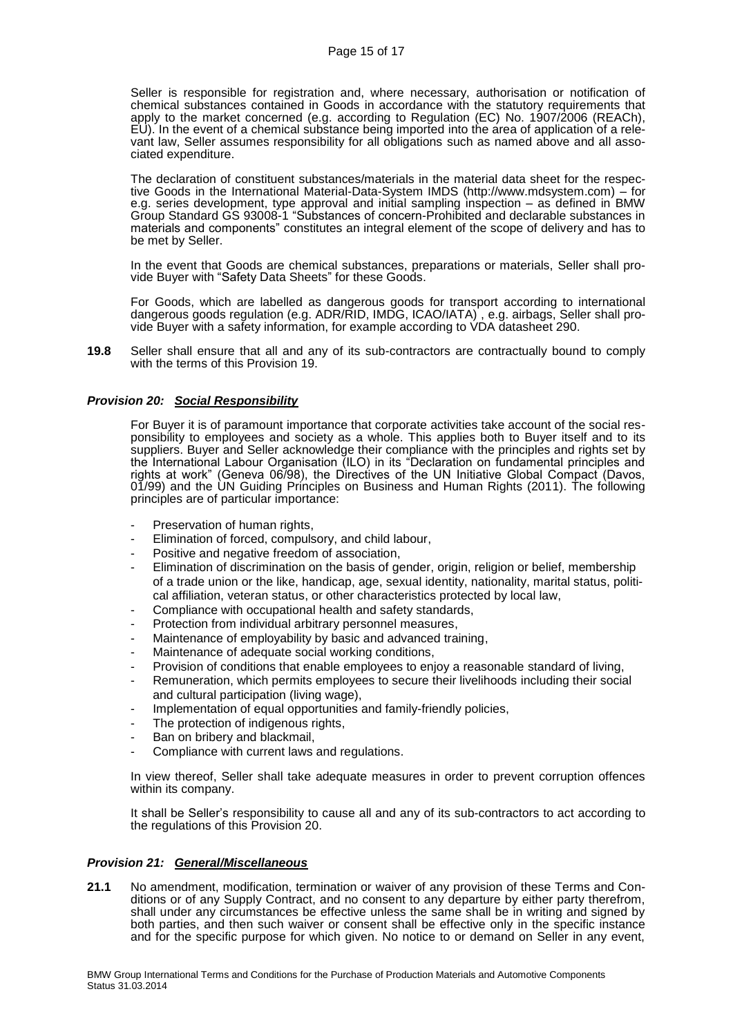Seller is responsible for registration and, where necessary, authorisation or notification of chemical substances contained in Goods in accordance with the statutory requirements that apply to the market concerned (e.g. according to Regulation (EC) No. 1907/2006 (REACh), EU). In the event of a chemical substance being imported into the area of application of a relevant law, Seller assumes responsibility for all obligations such as named above and all associated expenditure.

The declaration of constituent substances/materials in the material data sheet for the respective Goods in the International Material-Data-System IMDS (http://www.mdsystem.com) – for e.g. series development, type approval and initial sampling inspection – as defined in BMW Group Standard GS 93008-1 "Substances of concern-Prohibited and declarable substances in materials and components" constitutes an integral element of the scope of delivery and has to be met by Seller.

In the event that Goods are chemical substances, preparations or materials, Seller shall provide Buyer with "Safety Data Sheets" for these Goods.

For Goods, which are labelled as dangerous goods for transport according to international dangerous goods regulation (e.g. ADR/RID, IMDG, ICAO/IATA) , e.g. airbags, Seller shall provide Buyer with a safety information, for example according to VDA datasheet 290.

**19.8** Seller shall ensure that all and any of its sub-contractors are contractually bound to comply with the terms of this Provision 19.

### ***Provision 20: Social Responsibility***

For Buyer it is of paramount importance that corporate activities take account of the social responsibility to employees and society as a whole. This applies both to Buyer itself and to its suppliers. Buyer and Seller acknowledge their compliance with the principles and rights set by the International Labour Organisation (ILO) in its "Declaration on fundamental principles and rights at work" (Geneva 06/98), the Directives of the UN Initiative Global Compact (Davos, 01/99) and the UN Guiding Principles on Business and Human Rights (2011). The following principles are of particular importance:

- Preservation of human rights,
- Elimination of forced, compulsory, and child labour,
- Positive and negative freedom of association,
- Elimination of discrimination on the basis of gender, origin, religion or belief, membership of a trade union or the like, handicap, age, sexual identity, nationality, marital status, political affiliation, veteran status, or other characteristics protected by local law,
- Compliance with occupational health and safety standards,
- Protection from individual arbitrary personnel measures,
- Maintenance of employability by basic and advanced training,
- Maintenance of adequate social working conditions,
- Provision of conditions that enable employees to enjoy a reasonable standard of living,
- Remuneration, which permits employees to secure their livelihoods including their social and cultural participation (living wage),
- Implementation of equal opportunities and family-friendly policies,
- The protection of indigenous rights,
- Ban on bribery and blackmail,
- Compliance with current laws and regulations.

In view thereof, Seller shall take adequate measures in order to prevent corruption offences within its company.

It shall be Seller's responsibility to cause all and any of its sub-contractors to act according to the regulations of this Provision 20.

### ***Provision 21: General/Miscellaneous***

**21.1** No amendment, modification, termination or waiver of any provision of these Terms and Conditions or of any Supply Contract, and no consent to any departure by either party therefrom, shall under any circumstances be effective unless the same shall be in writing and signed by both parties, and then such waiver or consent shall be effective only in the specific instance and for the specific purpose for which given. No notice to or demand on Seller in any event,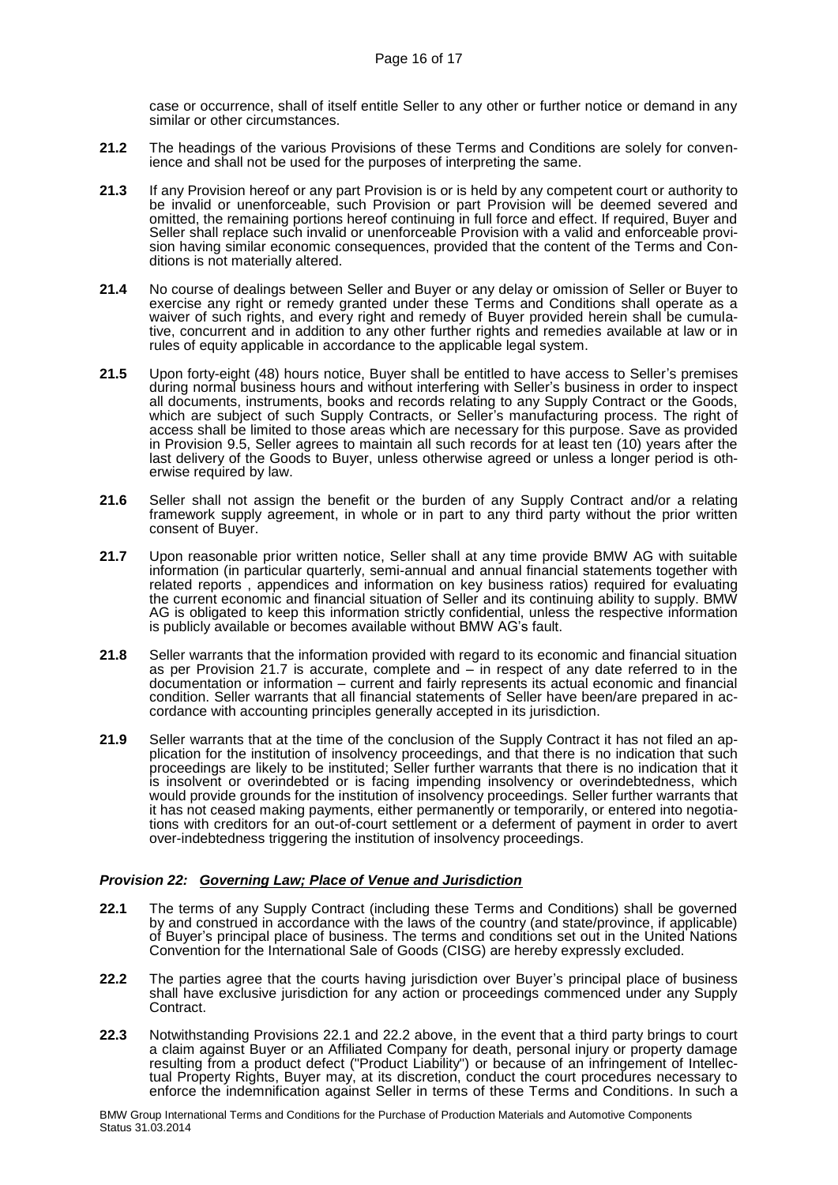case or occurrence, shall of itself entitle Seller to any other or further notice or demand in any similar or other circumstances.

**21.2** The headings of the various Provisions of these Terms and Conditions are solely for convenience and shall not be used for the purposes of interpreting the same.

**21.3** If any Provision hereof or any part Provision is or is held by any competent court or authority to be invalid or unenforceable, such Provision or part Provision will be deemed severed and omitted, the remaining portions hereof continuing in full force and effect. If required, Buyer and Seller shall replace such invalid or unenforceable Provision with a valid and enforceable provision having similar economic consequences, provided that the content of the Terms and Conditions is not materially altered.

**21.4** No course of dealings between Seller and Buyer or any delay or omission of Seller or Buyer to exercise any right or remedy granted under these Terms and Conditions shall operate as a waiver of such rights, and every right and remedy of Buyer provided herein shall be cumulative, concurrent and in addition to any other further rights and remedies available at law or in rules of equity applicable in accordance to the applicable legal system.

**21.5** Upon forty-eight (48) hours notice, Buyer shall be entitled to have access to Seller's premises during normal business hours and without interfering with Seller's business in order to inspect all documents, instruments, books and records relating to any Supply Contract or the Goods, which are subject of such Supply Contracts, or Seller's manufacturing process. The right of access shall be limited to those areas which are necessary for this purpose. Save as provided in Provision 9.5, Seller agrees to maintain all such records for at least ten (10) years after the last delivery of the Goods to Buyer, unless otherwise agreed or unless a longer period is otherwise required by law.

**21.6** Seller shall not assign the benefit or the burden of any Supply Contract and/or a relating framework supply agreement, in whole or in part to any third party without the prior written consent of Buyer.

**21.7** Upon reasonable prior written notice, Seller shall at any time provide BMW AG with suitable information (in particular quarterly, semi-annual and annual financial statements together with related reports , appendices and information on key business ratios) required for evaluating the current economic and financial situation of Seller and its continuing ability to supply. BMW AG is obligated to keep this information strictly confidential, unless the respective information is publicly available or becomes available without BMW AG's fault.

**21.8** Seller warrants that the information provided with regard to its economic and financial situation as per Provision 21.7 is accurate, complete and – in respect of any date referred to in the documentation or information – current and fairly represents its actual economic and financial condition. Seller warrants that all financial statements of Seller have been/are prepared in accordance with accounting principles generally accepted in its jurisdiction.

**21.9** Seller warrants that at the time of the conclusion of the Supply Contract it has not filed an application for the institution of insolvency proceedings, and that there is no indication that such proceedings are likely to be instituted; Seller further warrants that there is no indication that it is insolvent or overindebted or is facing impending insolvency or overindebtedness, which would provide grounds for the institution of insolvency proceedings. Seller further warrants that it has not ceased making payments, either permanently or temporarily, or entered into negotiations with creditors for an out-of-court settlement or a deferment of payment in order to avert over-indebtedness triggering the institution of insolvency proceedings.

### *Provision 22: Governing Law; Place of Venue and Jurisdiction*

**22.1** The terms of any Supply Contract (including these Terms and Conditions) shall be governed by and construed in accordance with the laws of the country (and state/province, if applicable) of Buyer's principal place of business. The terms and conditions set out in the United Nations Convention for the International Sale of Goods (CISG) are hereby expressly excluded.

**22.2** The parties agree that the courts having jurisdiction over Buyer's principal place of business shall have exclusive jurisdiction for any action or proceedings commenced under any Supply Contract.

**22.3** Notwithstanding Provisions 22.1 and 22.2 above, in the event that a third party brings to court a claim against Buyer or an Affiliated Company for death, personal injury or property damage resulting from a product defect ("Product Liability") or because of an infringement of Intellectual Property Rights, Buyer may, at its discretion, conduct the court procedures necessary to enforce the indemnification against Seller in terms of these Terms and Conditions. In such a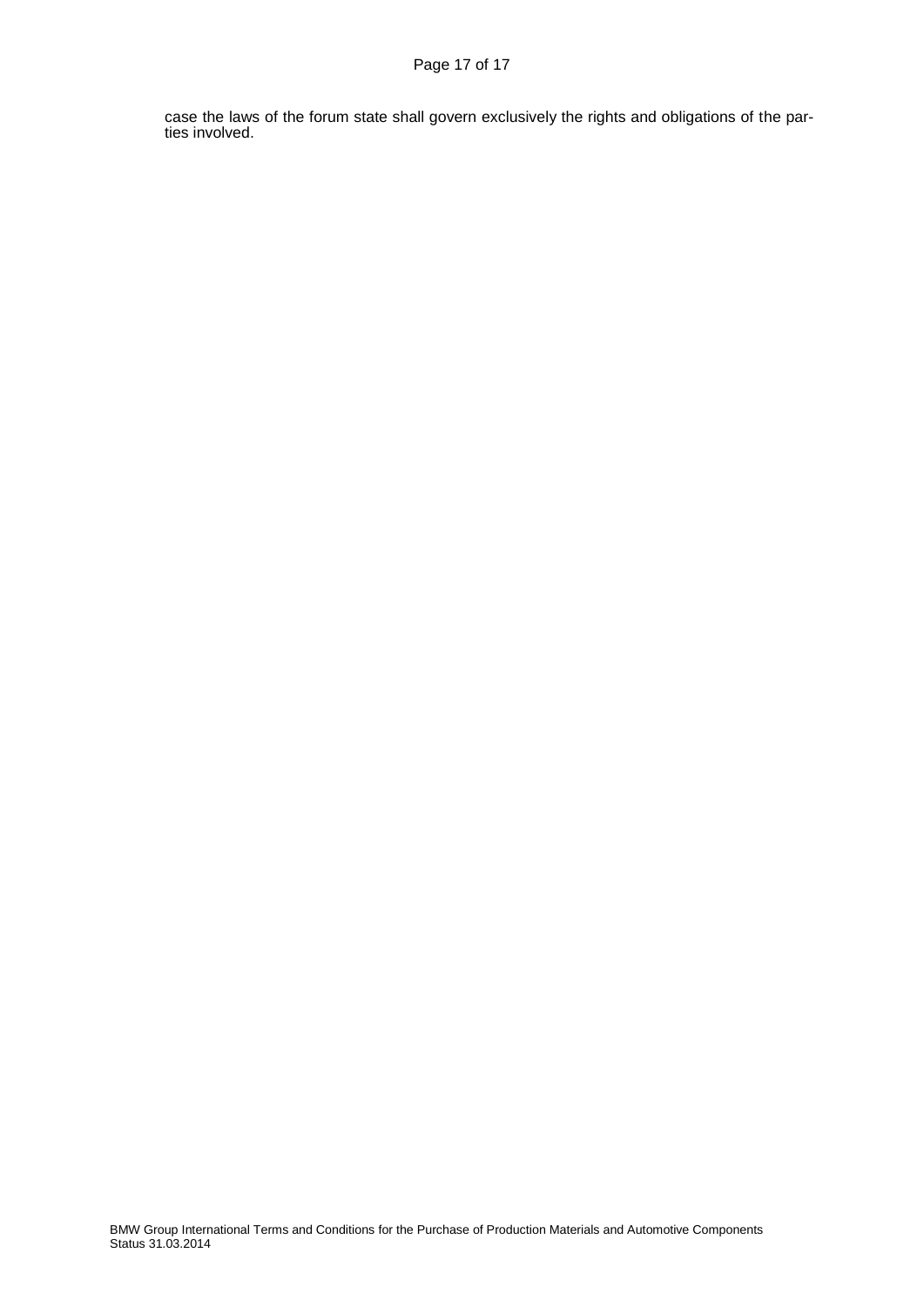case the laws of the forum state shall govern exclusively the rights and obligations of the parties involved.